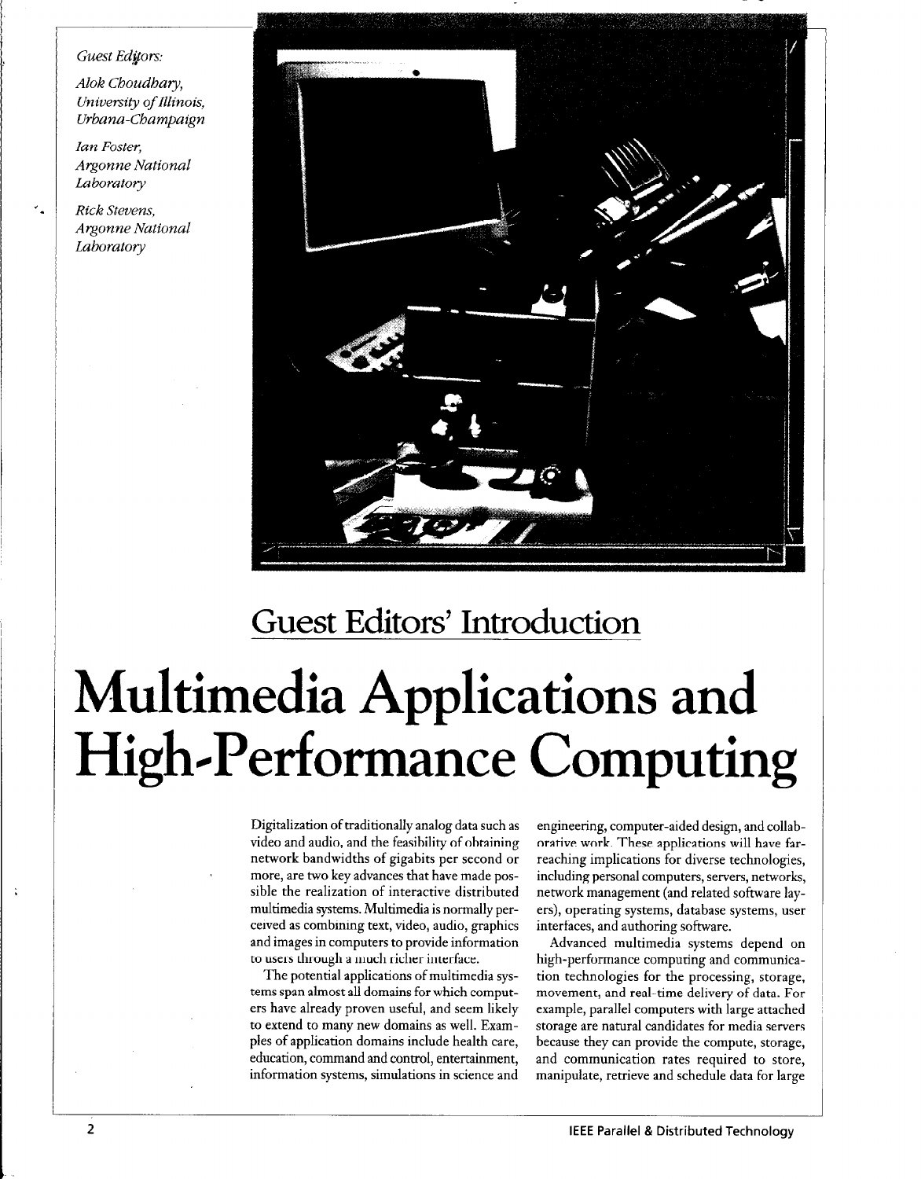*Guest Editors:*

*Alok Choudhary, University of Illinois, Urbana-Champaign*

*Ian Foster, Argonne National Laboratory*

*Rick Stevens, Argonne National Laboratory*

## Guest Editors' Introduction

# Multimedia Applications and High-Performance Computing

Digitalization of traditionally analog data such as video and audio, and the feasibility of obtaining network bandwidths of gigabits per second or more, are two key advances that have made possible the realization of interactive distributed multimedia systems. Multimedia is normally perceived as combining text, video, audio, graphics and images in computers to provide information to users through a much richer interface.

The potential applications of multimedia systems span almost all domains for which computers have already proven useful, and seem likely to extend to many new domains as well. Examples of application domains include health care, education, command and control, entertainment, information systems, simulations in science and engineering, computer-aided design, and collaborative work. These applications will have far-reaching implications for diverse technologies, including personal computers, servers, networks, network management (and related software layers), operating systems, database systems, user interfaces, and authoring software.

Advanced multimedia systems depend on high-performance computing and communication technologies for the processing, storage, movement, and real-time delivery of data. For example, parallel computers with large attached storage are natural candidates for media servers because they can provide the compute, storage, and communication rates required to store, manipulate, retrieve and schedule data for large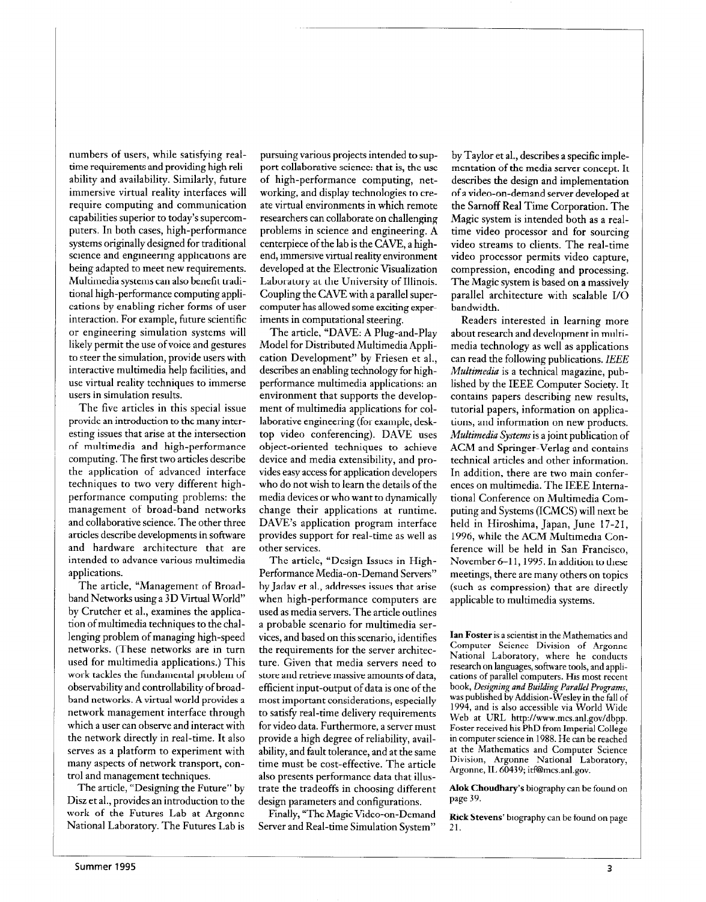numbers of users, while satisfying real-time requirements and providing high reliability and availability. Similarly, future immersive virtual reality interfaces will require computing and communication capabilities superior to today's supercomputers. In both cases, high-performance systems originally designed for traditional science and engineering applications are being adapted to meet new requirements. Multimedia systems can also benefit traditional high-performance computing applications by enabling richer forms of user interaction. For example, future scientific or engineering simulation systems will likely permit the use of voice and gestures to steer the simulation, provide users with interactive multimedia help facilities, and use virtual reality techniques to immerse users in simulation results.

The five articles in this special issue provide an introduction to the many interesting issues that arise at the intersection of multimedia and high-performance computing. The first two articles describe the application of advanced interface techniques to two very different high-performance computing problems: the management of broad-band networks and collaborative science. The other three articles describe developments in software and hardware architecture that are intended to advance various multimedia applications.

The article, "Management of Broadband Networks using a 3D Virtual World" by Crutcher et al., examines the application of multimedia techniques to the challenging problem of managing high-speed networks. (These networks are in turn used for multimedia applications.) This work tackles the fundamental problem of observability and controllability of broadband networks. A virtual world provides a network management interface through which a user can observe and interact with the network directly in real-time. It also serves as a platform to experiment with many aspects of network transport, control and management techniques.

The article, "Designing the Future" by Disz et al., provides an introduction to the work of the Futures Lab at Argonne National Laboratory. The Futures Lab is pursuing various projects intended to support collaborative science: that is, the use of high-performance computing, networking, and display technologies to create virtual environments in which remote researchers can collaborate on challenging problems in science and engineering. A centerpiece of the lab is the CAVE, a high-end, immersive virtual reality environment developed at the Electronic Visualization Laboratory at the University of Illinois. Coupling the CAVE with a parallel supercomputer has allowed some exciting experiments in computational steering.

The article, "DAVE: A Plug-and-Play Model for Distributed Multimedia Application Development" by Friesen et al., describes an enabling technology for high-performance multimedia applications: an environment that supports the development of multimedia applications for collaborative engineering (for example, desktop video conferencing). DAVE uses object-oriented techniques to achieve device and media extensibility, and provides easy access for application developers who do not wish to learn the details of the media devices or who want to dynamically change their applications at runtime. DAVE's application program interface provides support for real-time as well as other services.

The article, "Design Issues in High-Performance Media-on-Demand Servers" by Jadav et al., addresses issues that arise when high-performance computers are used as media servers. The article outlines a probable scenario for multimedia services, and based on this scenario, identifies the requirements for the server architecture. Given that media servers need to store and retrieve massive amounts of data, efficient input-output of data is one of the most important considerations, especially to satisfy real-time delivery requirements for video data. Furthermore, a server must provide a high degree of reliability, availability, and fault tolerance, and at the same time must be cost-effective. The article also presents performance data that illustrate the tradeoffs in choosing different design parameters and configurations.

Finally, "The Magic Video-on-Demand Server and Real-time Simulation System" by Taylor et al., describes a specific implementation of the media server concept. It describes the design and implementation of a video-on-demand server developed at the Sarnoff Real Time Corporation. The Magic system is intended both as a real-time video processor and for sourcing video streams to clients. The real-time video processor permits video capture, compression, encoding and processing. The Magic system is based on a massively parallel architecture with scalable I/O bandwidth.

Readers interested in learning more about research and development in multimedia technology as well as applications can read the following publications. *IEEE Multimedia* is a technical magazine, published by the IEEE Computer Society. It contains papers describing new results, tutorial papers, information on applications, and information on new products. *Multimedia Systems* is a joint publication of ACM and Springer-Verlag and contains technical articles and other information. In addition, there are two main conferences on multimedia. The IEEE International Conference on Multimedia Computing and Systems (ICMCS) will next be held in Hiroshima, Japan, June 17-21, 1996, while the ACM Multimedia Conference will be held in San Francisco, November 6–11, 1995. In addition to these meetings, there are many others on topics (such as compression) that are directly applicable to multimedia systems.

**Ian Foster** is a scientist in the Mathematics and Computer Science Division of Argonne National Laboratory, where he conducts research on languages, software tools, and applications of parallel computers. His most recent book, *Designing and Building Parallel Programs*, was published by Addision-Wesley in the fall of 1994, and is also accessible via World Wide Web at URL http://www.mcs.anl.gov/dbpp. Foster received his PhD from Imperial College in computer science in 1988. He can be reached at the Mathematics and Computer Science Division, Argonne National Laboratory, Argonne, IL 60439; itf@mcs.anl.gov.

**Alok Choudhary**'s biography can be found on page 39.

**Rick Stevens**' biography can be found on page 21.